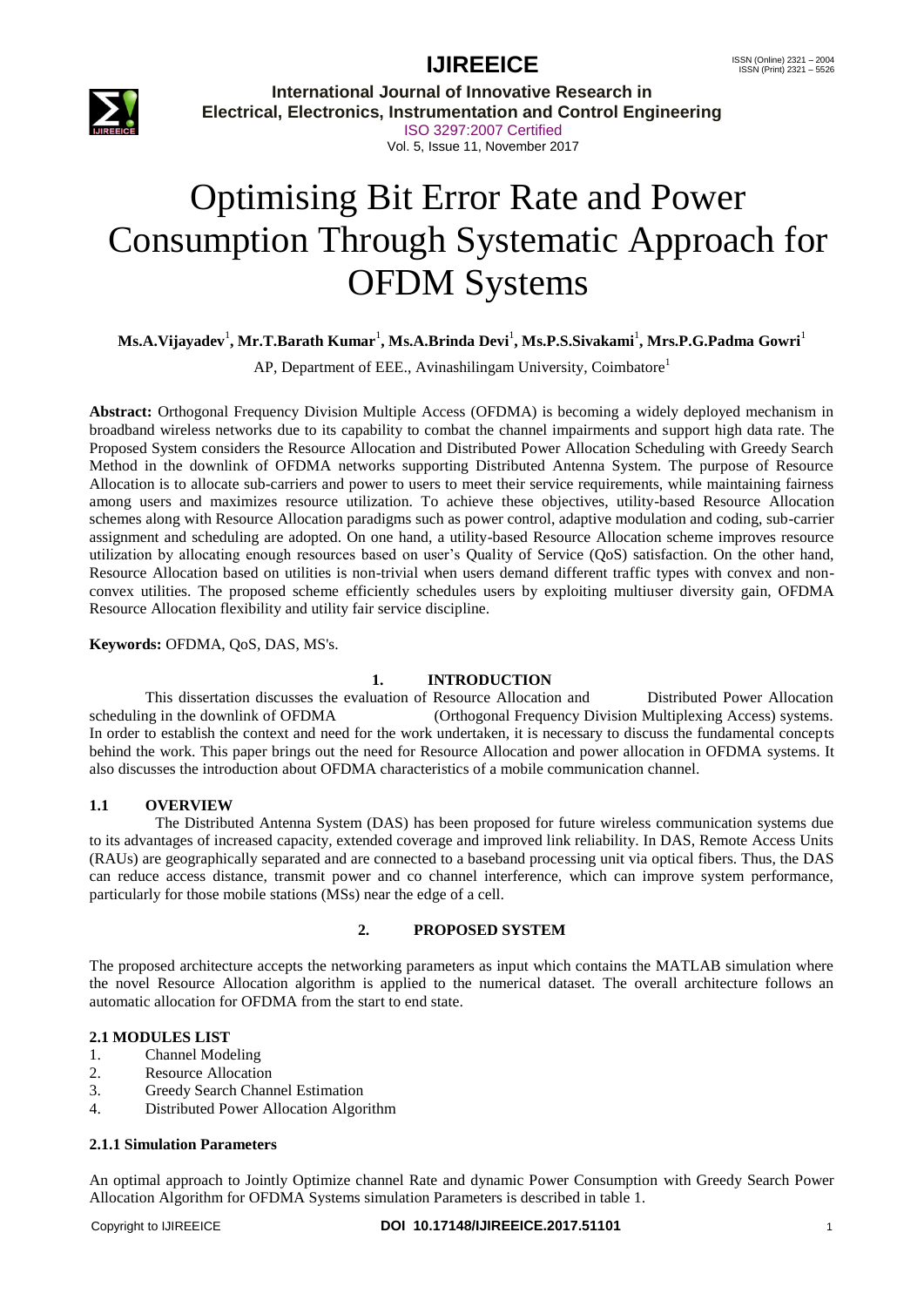# Optimising Bit Error Rate and Power Consumption Through Systematic Approach for OFDM Systems

**Ms.A.Vijayadev[1], Mr.T.Barath Kumar[1], Ms.A.Brinda Devi[1], Ms.P.S.Sivakami[1], Mrs.P.G.Padma Gowri[1]**

AP, Department of EEE., Avinashilingam University, Coimbatore[1]

**Abstract:** Orthogonal Frequency Division Multiple Access (OFDMA) is becoming a widely deployed mechanism in broadband wireless networks due to its capability to combat the channel impairments and support high data rate. The Proposed System considers the Resource Allocation and Distributed Power Allocation Scheduling with Greedy Search Method in the downlink of OFDMA networks supporting Distributed Antenna System. The purpose of Resource Allocation is to allocate sub-carriers and power to users to meet their service requirements, while maintaining fairness among users and maximizes resource utilization. To achieve these objectives, utility-based Resource Allocation schemes along with Resource Allocation paradigms such as power control, adaptive modulation and coding, sub-carrier assignment and scheduling are adopted. On one hand, a utility-based Resource Allocation scheme improves resource utilization by allocating enough resources based on user's Quality of Service (QoS) satisfaction. On the other hand, Resource Allocation based on utilities is non-trivial when users demand different traffic types with convex and non-convex utilities. The proposed scheme efficiently schedules users by exploiting multiuser diversity gain, OFDMA Resource Allocation flexibility and utility fair service discipline.

**Keywords:** OFDMA, QoS, DAS, MS's.

## 1. INTRODUCTION

This dissertation discusses the evaluation of Resource Allocation and Distributed Power Allocation scheduling in the downlink of OFDMA (Orthogonal Frequency Division Multiplexing Access) systems. In order to establish the context and need for the work undertaken, it is necessary to discuss the fundamental concepts behind the work. This paper brings out the need for Resource Allocation and power allocation in OFDMA systems. It also discusses the introduction about OFDMA characteristics of a mobile communication channel.

### 1.1 OVERVIEW

The Distributed Antenna System (DAS) has been proposed for future wireless communication systems due to its advantages of increased capacity, extended coverage and improved link reliability. In DAS, Remote Access Units (RAUs) are geographically separated and are connected to a baseband processing unit via optical fibers. Thus, the DAS can reduce access distance, transmit power and co channel interference, which can improve system performance, particularly for those mobile stations (MSs) near the edge of a cell.

## 2. PROPOSED SYSTEM

The proposed architecture accepts the networking parameters as input which contains the MATLAB simulation where the novel Resource Allocation algorithm is applied to the numerical dataset. The overall architecture follows an automatic allocation for OFDMA from the start to end state.

### 2.1 MODULES LIST

1. Channel Modeling
2. Resource Allocation
3. Greedy Search Channel Estimation
4. Distributed Power Allocation Algorithm

#### 2.1.1 Simulation Parameters

An optimal approach to Jointly Optimize channel Rate and dynamic Power Consumption with Greedy Search Power Allocation Algorithm for OFDMA Systems simulation Parameters is described in table 1.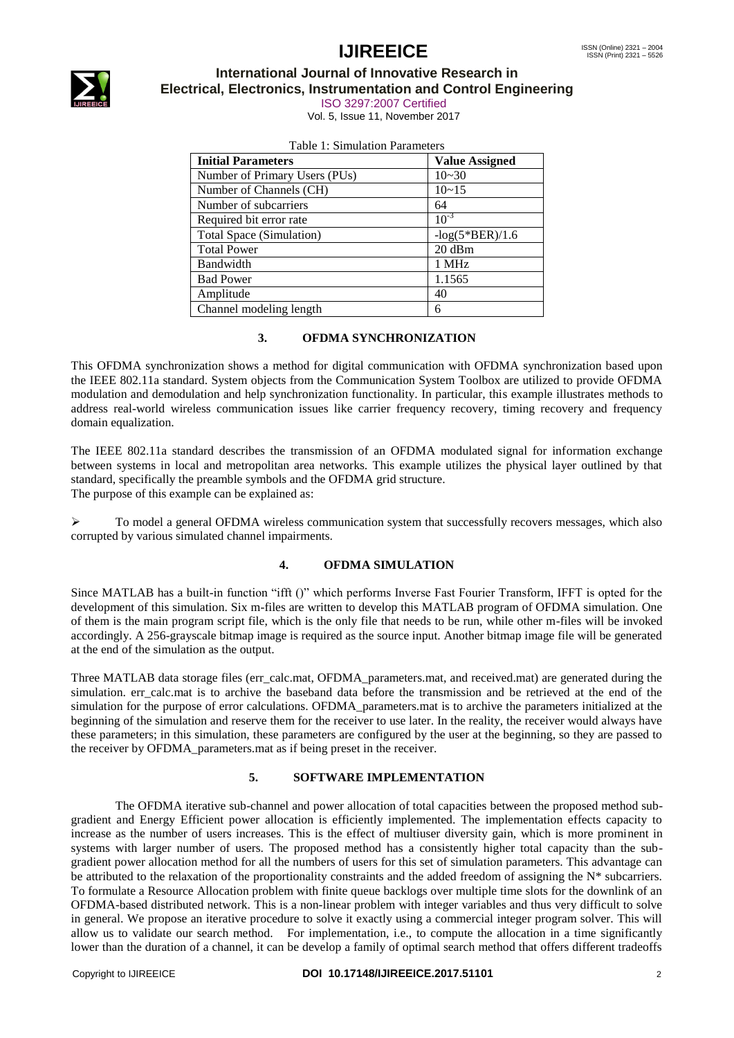Table 1: Simulation Parameters

| Initial Parameters | Value Assigned |
|---|---|
| Number of Primary Users (PUs) | 10~30 |
| Number of Channels (CH) | 10~15 |
| Number of subcarriers | 64 |
| Required bit error rate | $10^{-3}$ |
| Total Space (Simulation) | -log(5*BER)/1.6 |
| Total Power | 20 dBm |
| Bandwidth | 1 MHz |
| Bad Power | 1.1565 |
| Amplitude | 40 |
| Channel modeling length | 6 |

## 3. OFDMA SYNCHRONIZATION

This OFDMA synchronization shows a method for digital communication with OFDMA synchronization based upon the IEEE 802.11a standard. System objects from the Communication System Toolbox are utilized to provide OFDMA modulation and demodulation and help synchronization functionality. In particular, this example illustrates methods to address real-world wireless communication issues like carrier frequency recovery, timing recovery and frequency domain equalization.

The IEEE 802.11a standard describes the transmission of an OFDMA modulated signal for information exchange between systems in local and metropolitan area networks. This example utilizes the physical layer outlined by that standard, specifically the preamble symbols and the OFDMA grid structure.
The purpose of this example can be explained as:

- To model a general OFDMA wireless communication system that successfully recovers messages, which also corrupted by various simulated channel impairments.

## 4. OFDMA SIMULATION

Since MATLAB has a built-in function "ifft ()" which performs Inverse Fast Fourier Transform, IFFT is opted for the development of this simulation. Six m-files are written to develop this MATLAB program of OFDMA simulation. One of them is the main program script file, which is the only file that needs to be run, while other m-files will be invoked accordingly. A 256-grayscale bitmap image is required as the source input. Another bitmap image file will be generated at the end of the simulation as the output.

Three MATLAB data storage files (err_calc.mat, OFDMA_parameters.mat, and received.mat) are generated during the simulation. err_calc.mat is to archive the baseband data before the transmission and be retrieved at the end of the simulation for the purpose of error calculations. OFDMA_parameters.mat is to archive the parameters initialized at the beginning of the simulation and reserve them for the receiver to use later. In the reality, the receiver would always have these parameters; in this simulation, these parameters are configured by the user at the beginning, so they are passed to the receiver by OFDMA_parameters.mat as if being preset in the receiver.

## 5. SOFTWARE IMPLEMENTATION

The OFDMA iterative sub-channel and power allocation of total capacities between the proposed method sub-gradient and Energy Efficient power allocation is efficiently implemented. The implementation effects capacity to increase as the number of users increases. This is the effect of multiuser diversity gain, which is more prominent in systems with larger number of users. The proposed method has a consistently higher total capacity than the sub-gradient power allocation method for all the numbers of users for this set of simulation parameters. This advantage can be attributed to the relaxation of the proportionality constraints and the added freedom of assigning the N* subcarriers. To formulate a Resource Allocation problem with finite queue backlogs over multiple time slots for the downlink of an OFDMA-based distributed network. This is a non-linear problem with integer variables and thus very difficult to solve in general. We propose an iterative procedure to solve it exactly using a commercial integer program solver. This will allow us to validate our search method. For implementation, i.e., to compute the allocation in a time significantly lower than the duration of a channel, it can be develop a family of optimal search method that offers different tradeoffs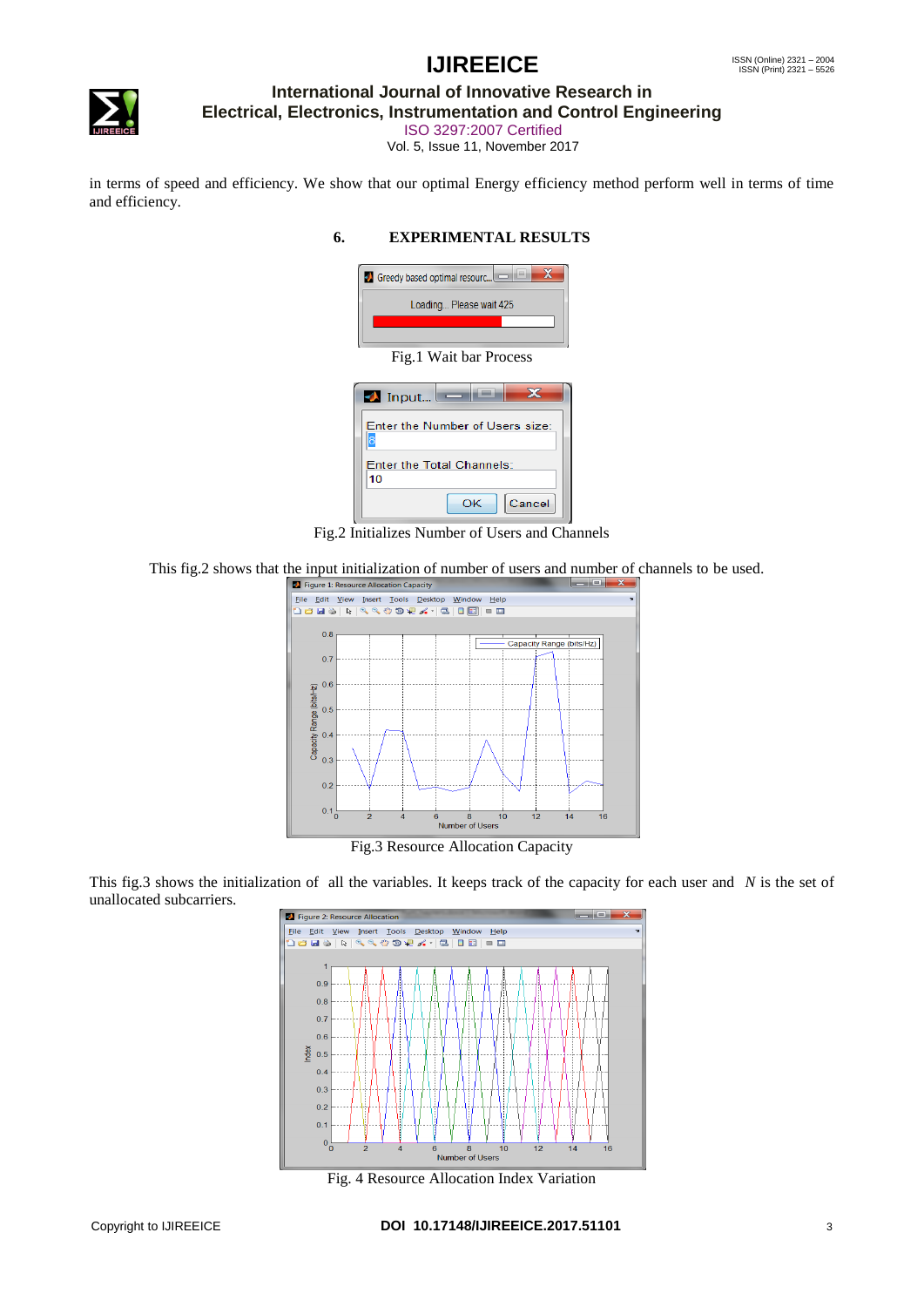in terms of speed and efficiency. We show that our optimal Energy efficiency method perform well in terms of time and efficiency.

## 6. EXPERIMENTAL RESULTS

Fig.1 Wait bar Process

Fig.2 Initializes Number of Users and Channels

This fig.2 shows that the input initialization of number of users and number of channels to be used.

Fig.3 Resource Allocation Capacity

This fig.3 shows the initialization of all the variables. It keeps track of the capacity for each user and $N$ is the set of unallocated subcarriers.

Fig. 4 Resource Allocation Index Variation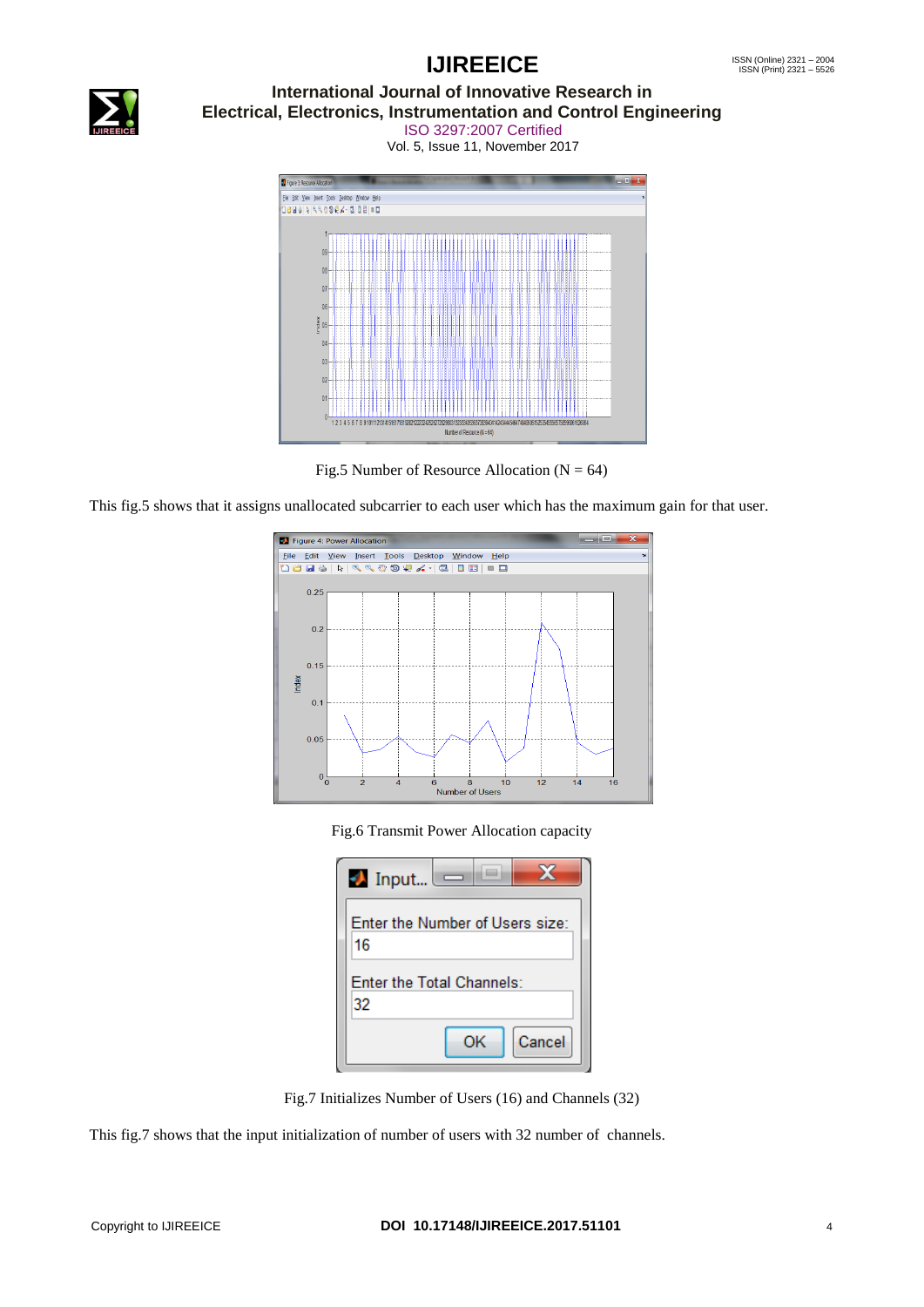Fig.5 Number of Resource Allocation (N = 64)

This fig.5 shows that it assigns unallocated subcarrier to each user which has the maximum gain for that user.

Fig.6 Transmit Power Allocation capacity

Fig.7 Initializes Number of Users (16) and Channels (32)

This fig.7 shows that the input initialization of number of users with 32 number of channels.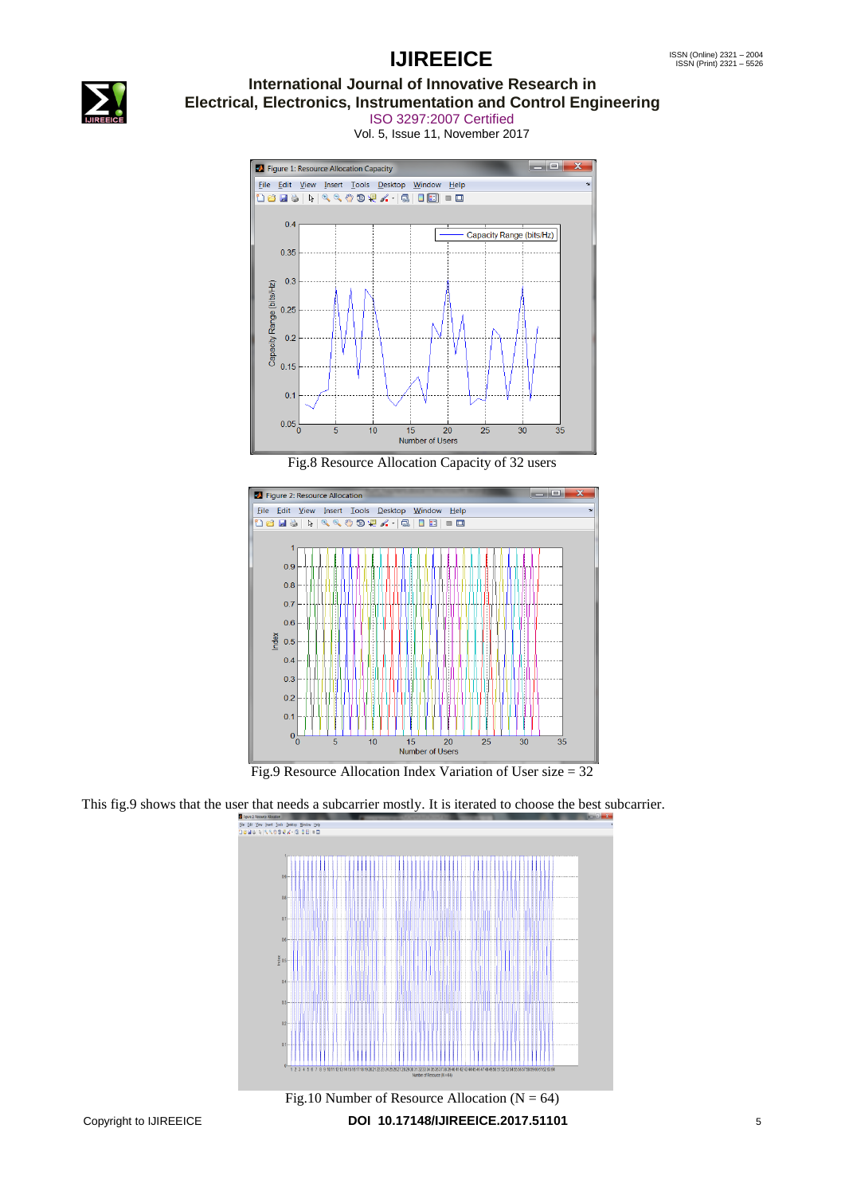Fig.8 Resource Allocation Capacity of 32 users

Fig.9 Resource Allocation Index Variation of User size = 32

This fig.9 shows that the user that needs a subcarrier mostly. It is iterated to choose the best subcarrier.

Fig.10 Number of Resource Allocation (N = 64)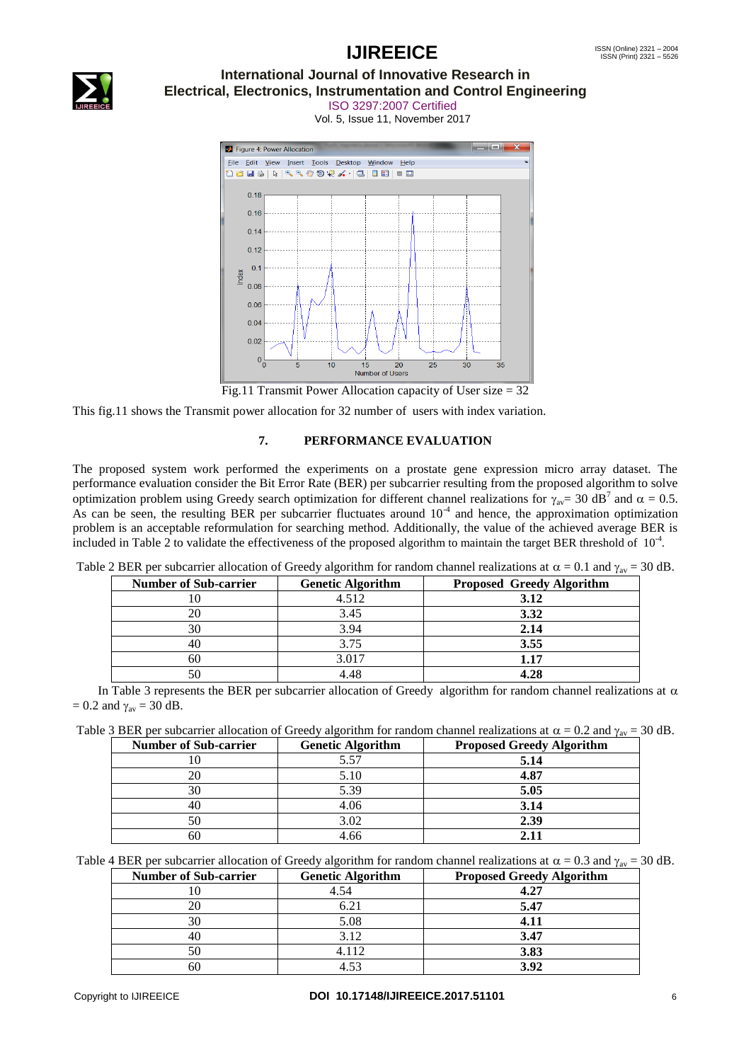Fig.11 Transmit Power Allocation capacity of User size = 32

This fig.11 shows the Transmit power allocation for 32 number of users with index variation.

## 7. PERFORMANCE EVALUATION

The proposed system work performed the experiments on a prostate gene expression micro array dataset. The performance evaluation consider the Bit Error Rate (BER) per subcarrier resulting from the proposed algorithm to solve optimization problem using Greedy search optimization for different channel realizations for $\gamma_{av}$= 30 dB$^7$ and $\alpha$ = 0.5. As can be seen, the resulting BER per subcarrier fluctuates around $10^{-4}$ and hence, the approximation optimization problem is an acceptable reformulation for searching method. Additionally, the value of the achieved average BER is included in Table 2 to validate the effectiveness of the proposed algorithm to maintain the target BER threshold of $10^{-4}$.

Table 2 BER per subcarrier allocation of Greedy algorithm for random channel realizations at $\alpha$ = 0.1 and $\gamma_{av}$ = 30 dB.

| Number of Sub-carrier | Genetic Algorithm | Proposed Greedy Algorithm |
|---|---|---|
| 10 | 4.512 | **3.12** |
| 20 | 3.45 | **3.32** |
| 30 | 3.94 | **2.14** |
| 40 | 3.75 | **3.55** |
| 60 | 3.017 | **1.17** |
| 50 | 4.48 | **4.28** |

In Table 3 represents the BER per subcarrier allocation of Greedy algorithm for random channel realizations at $\alpha$ = 0.2 and $\gamma_{av}$ = 30 dB.

Table 3 BER per subcarrier allocation of Greedy algorithm for random channel realizations at $\alpha$ = 0.2 and $\gamma_{av}$ = 30 dB.

| Number of Sub-carrier | Genetic Algorithm | Proposed Greedy Algorithm |
|---|---|---|
| 10 | 5.57 | **5.14** |
| 20 | 5.10 | **4.87** |
| 30 | 5.39 | **5.05** |
| 40 | 4.06 | **3.14** |
| 50 | 3.02 | **2.39** |
| 60 | 4.66 | **2.11** |

Table 4 BER per subcarrier allocation of Greedy algorithm for random channel realizations at $\alpha$ = 0.3 and $\gamma_{av}$ = 30 dB.

| Number of Sub-carrier | Genetic Algorithm | Proposed Greedy Algorithm |
|---|---|---|
| 10 | 4.54 | **4.27** |
| 20 | 6.21 | **5.47** |
| 30 | 5.08 | **4.11** |
| 40 | 3.12 | **3.47** |
| 50 | 4.112 | **3.83** |
| 60 | 4.53 | **3.92** |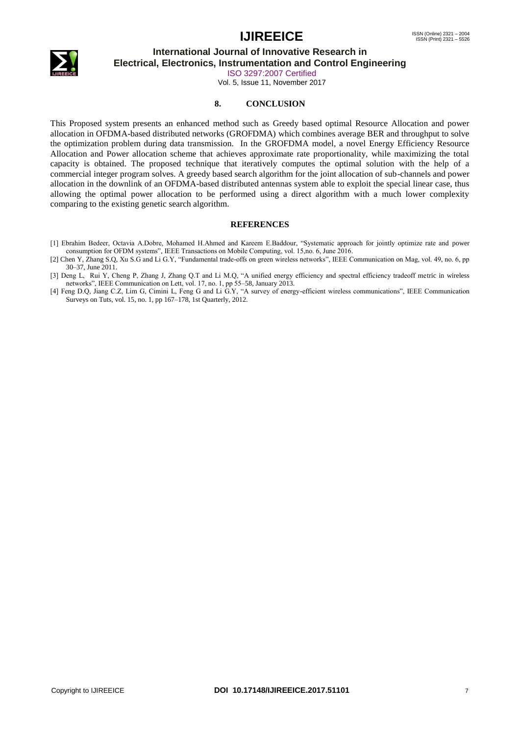## 8. CONCLUSION

This Proposed system presents an enhanced method such as Greedy based optimal Resource Allocation and power allocation in OFDMA-based distributed networks (GROFDMA) which combines average BER and throughput to solve the optimization problem during data transmission. In the GROFDMA model, a novel Energy Efficiency Resource Allocation and Power allocation scheme that achieves approximate rate proportionality, while maximizing the total capacity is obtained. The proposed technique that iteratively computes the optimal solution with the help of a commercial integer program solves. A greedy based search algorithm for the joint allocation of sub-channels and power allocation in the downlink of an OFDMA-based distributed antennas system able to exploit the special linear case, thus allowing the optimal power allocation to be performed using a direct algorithm with a much lower complexity comparing to the existing genetic search algorithm.

## REFERENCES

[1] Ebrahim Bedeer, Octavia A.Dobre, Mohamed H.Ahmed and Kareem E.Baddour, "Systematic approach for jointly optimize rate and power consumption for OFDM systems", IEEE Transactions on Mobile Computing, vol. 15,no. 6, June 2016.

[2] Chen Y, Zhang S.Q, Xu S.G and Li G.Y, "Fundamental trade-offs on green wireless networks", IEEE Communication on Mag, vol. 49, no. 6, pp 30–37, June 2011.

[3] Deng L, Rui Y, Cheng P, Zhang J, Zhang Q.T and Li M.Q, "A unified energy efficiency and spectral efficiency tradeoff metric in wireless networks", IEEE Communication on Lett, vol. 17, no. 1, pp 55–58, January 2013.

[4] Feng D.Q, Jiang C.Z, Lim G, Cimini L, Feng G and Li G.Y, "A survey of energy-efficient wireless communications", IEEE Communication Surveys on Tuts, vol. 15, no. 1, pp 167–178, 1st Quarterly, 2012.